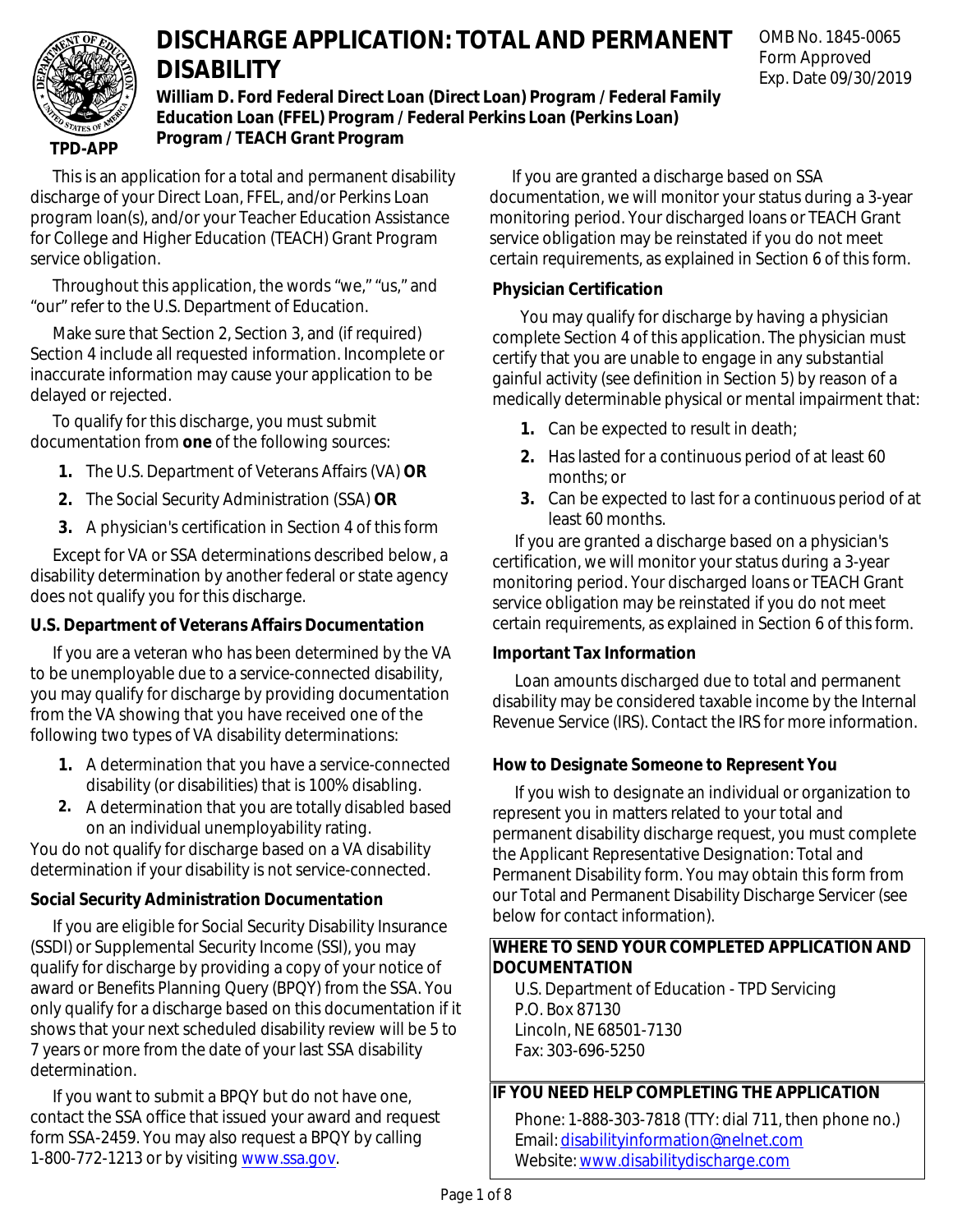# DISCHARGE APPLICATION: TOTAL AND PERMANENT DISABILITY

**William D. Ford Federal Direct Loan (Direct Loan) Program / Federal Family Education Loan (FFEL) Program / Federal Perkins Loan (Perkins Loan) Program / TEACH Grant Program**

TPD-APP

OMB No. 1845-0065
Form Approved
Exp. Date 09/30/2019

This is an application for a total and permanent disability discharge of your Direct Loan, FFEL, and/or Perkins Loan program loan(s), and/or your Teacher Education Assistance for College and Higher Education (TEACH) Grant Program service obligation.

Throughout this application, the words "we," "us," and "our" refer to the U.S. Department of Education.

Make sure that Section 2, Section 3, and (if required) Section 4 include all requested information. Incomplete or inaccurate information may cause your application to be delayed or rejected.

To qualify for this discharge, you must submit documentation from **one** of the following sources:

1. The U.S. Department of Veterans Affairs (VA) **OR**
2. The Social Security Administration (SSA) **OR**
3. A physician's certification in Section 4 of this form

Except for VA or SSA determinations described below, a disability determination by another federal or state agency does not qualify you for this discharge.

**U.S. Department of Veterans Affairs Documentation**

If you are a veteran who has been determined by the VA to be unemployable due to a service-connected disability, you may qualify for discharge by providing documentation from the VA showing that you have received one of the following two types of VA disability determinations:

1. A determination that you have a service-connected disability (or disabilities) that is 100% disabling.
2. A determination that you are totally disabled based on an individual unemployability rating.

You do not qualify for discharge based on a VA disability determination if your disability is not service-connected.

**Social Security Administration Documentation**

If you are eligible for Social Security Disability Insurance (SSDI) or Supplemental Security Income (SSI), you may qualify for discharge by providing a copy of your notice of award or Benefits Planning Query (BPQY) from the SSA. You only qualify for a discharge based on this documentation if it shows that your next scheduled disability review will be 5 to 7 years or more from the date of your last SSA disability determination.

If you want to submit a BPQY but do not have one, contact the SSA office that issued your award and request form SSA-2459. You may also request a BPQY by calling 1-800-772-1213 or by visiting www.ssa.gov.

If you are granted a discharge based on SSA documentation, we will monitor your status during a 3-year monitoring period. Your discharged loans or TEACH Grant service obligation may be reinstated if you do not meet certain requirements, as explained in Section 6 of this form.

**Physician Certification**

You may qualify for discharge by having a physician complete Section 4 of this application. The physician must certify that you are unable to engage in any substantial gainful activity (see definition in Section 5) by reason of a medically determinable physical or mental impairment that:

1. Can be expected to result in death;
2. Has lasted for a continuous period of at least 60 months; or
3. Can be expected to last for a continuous period of at least 60 months.

If you are granted a discharge based on a physician's certification, we will monitor your status during a 3-year monitoring period. Your discharged loans or TEACH Grant service obligation may be reinstated if you do not meet certain requirements, as explained in Section 6 of this form.

**Important Tax Information**

Loan amounts discharged due to total and permanent disability may be considered taxable income by the Internal Revenue Service (IRS). Contact the IRS for more information.

**How to Designate Someone to Represent You**

If you wish to designate an individual or organization to represent you in matters related to your total and permanent disability discharge request, you must complete the Applicant Representative Designation: Total and Permanent Disability form. You may obtain this form from our Total and Permanent Disability Discharge Servicer (see below for contact information).

**WHERE TO SEND YOUR COMPLETED APPLICATION AND DOCUMENTATION**

U.S. Department of Education - TPD Servicing
P.O. Box 87130
Lincoln, NE 68501-7130
Fax: 303-696-5250

**IF YOU NEED HELP COMPLETING THE APPLICATION**

Phone: 1-888-303-7818 (TTY: dial 711, then phone no.)
Email: disabilityinformation@nelnet.com
Website: www.disabilitydischarge.com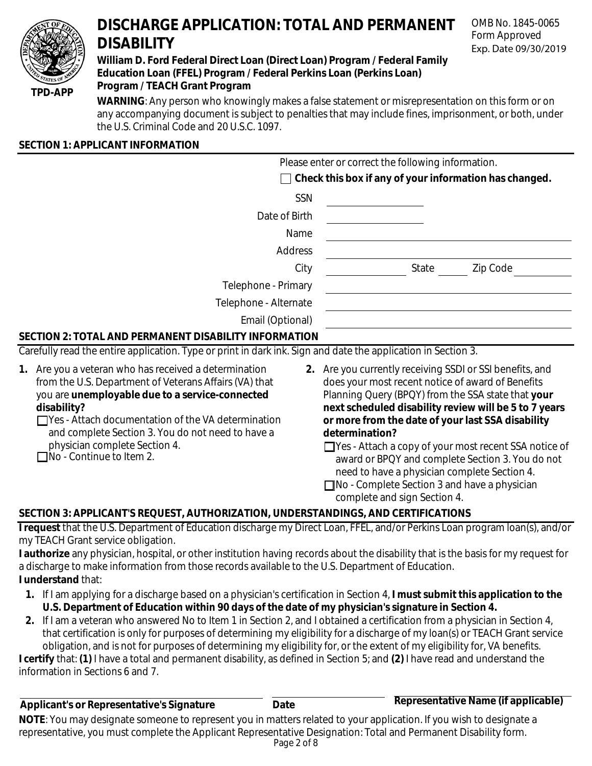# DISCHARGE APPLICATION: TOTAL AND PERMANENT DISABILITY

TPD-APP

OMB No. 1845-0065
Form Approved
Exp. Date 09/30/2019

**William D. Ford Federal Direct Loan (Direct Loan) Program / Federal Family Education Loan (FFEL) Program / Federal Perkins Loan (Perkins Loan) Program / TEACH Grant Program**

**WARNING**: Any person who knowingly makes a false statement or misrepresentation on this form or on any accompanying document is subject to penalties that may include fines, imprisonment, or both, under the U.S. Criminal Code and 20 U.S.C. 1097.

## SECTION 1: APPLICANT INFORMATION

Please enter or correct the following information.

☐ **Check this box if any of your information has changed.**

SSN \_\_\_\_\_\_\_\_\_\_

Date of Birth \_\_\_\_\_\_\_\_\_\_

Name \_\_\_\_\_\_\_\_\_\_

Address \_\_\_\_\_\_\_\_\_\_

City \_\_\_\_\_\_\_\_\_\_ State \_\_\_\_\_ Zip Code \_\_\_\_\_\_\_\_\_\_

Telephone - Primary \_\_\_\_\_\_\_\_\_\_

Telephone - Alternate \_\_\_\_\_\_\_\_\_\_

Email (Optional) \_\_\_\_\_\_\_\_\_\_

## SECTION 2: TOTAL AND PERMANENT DISABILITY INFORMATION

Carefully read the entire application. Type or print in dark ink. Sign and date the application in Section 3.

**1.** Are you a veteran who has received a determination from the U.S. Department of Veterans Affairs (VA) that you are **unemployable due to a service-connected disability?**

☐ Yes - Attach documentation of the VA determination and complete Section 3. You do not need to have a physician complete Section 4.

☐ No - Continue to Item 2.

**2.** Are you currently receiving SSDI or SSI benefits, and does your most recent notice of award of Benefits Planning Query (BPQY) from the SSA state that **your next scheduled disability review will be 5 to 7 years or more from the date of your last SSA disability determination?**

☐ Yes - Attach a copy of your most recent SSA notice of award or BPQY and complete Section 3. You do not need to have a physician complete Section 4.

☐ No - Complete Section 3 and have a physician complete and sign Section 4.

## SECTION 3: APPLICANT'S REQUEST, AUTHORIZATION, UNDERSTANDINGS, AND CERTIFICATIONS

**I request** that the U.S. Department of Education discharge my Direct Loan, FFEL, and/or Perkins Loan program loan(s), and/or my TEACH Grant service obligation.

**I authorize** any physician, hospital, or other institution having records about the disability that is the basis for my request for a discharge to make information from those records available to the U.S. Department of Education.

**I understand** that:

1. If I am applying for a discharge based on a physician's certification in Section 4, **I must submit this application to the U.S. Department of Education within 90 days of the date of my physician's signature in Section 4.**
2. If I am a veteran who answered No to Item 1 in Section 2, and I obtained a certification from a physician in Section 4, that certification is only for purposes of determining my eligibility for a discharge of my loan(s) or TEACH Grant service obligation, and is not for purposes of determining my eligibility for, or the extent of my eligibility for, VA benefits.

**I certify** that: **(1)** I have a total and permanent disability, as defined in Section 5; and **(2)** I have read and understand the information in Sections 6 and 7.

**Applicant's or Representative's Signature** \_\_\_\_\_\_\_\_\_\_ **Date** \_\_\_\_\_\_\_\_\_\_ **Representative Name (if applicable)** \_\_\_\_\_\_\_\_\_\_

**NOTE**: You may designate someone to represent you in matters related to your application. If you wish to designate a representative, you must complete the Applicant Representative Designation: Total and Permanent Disability form.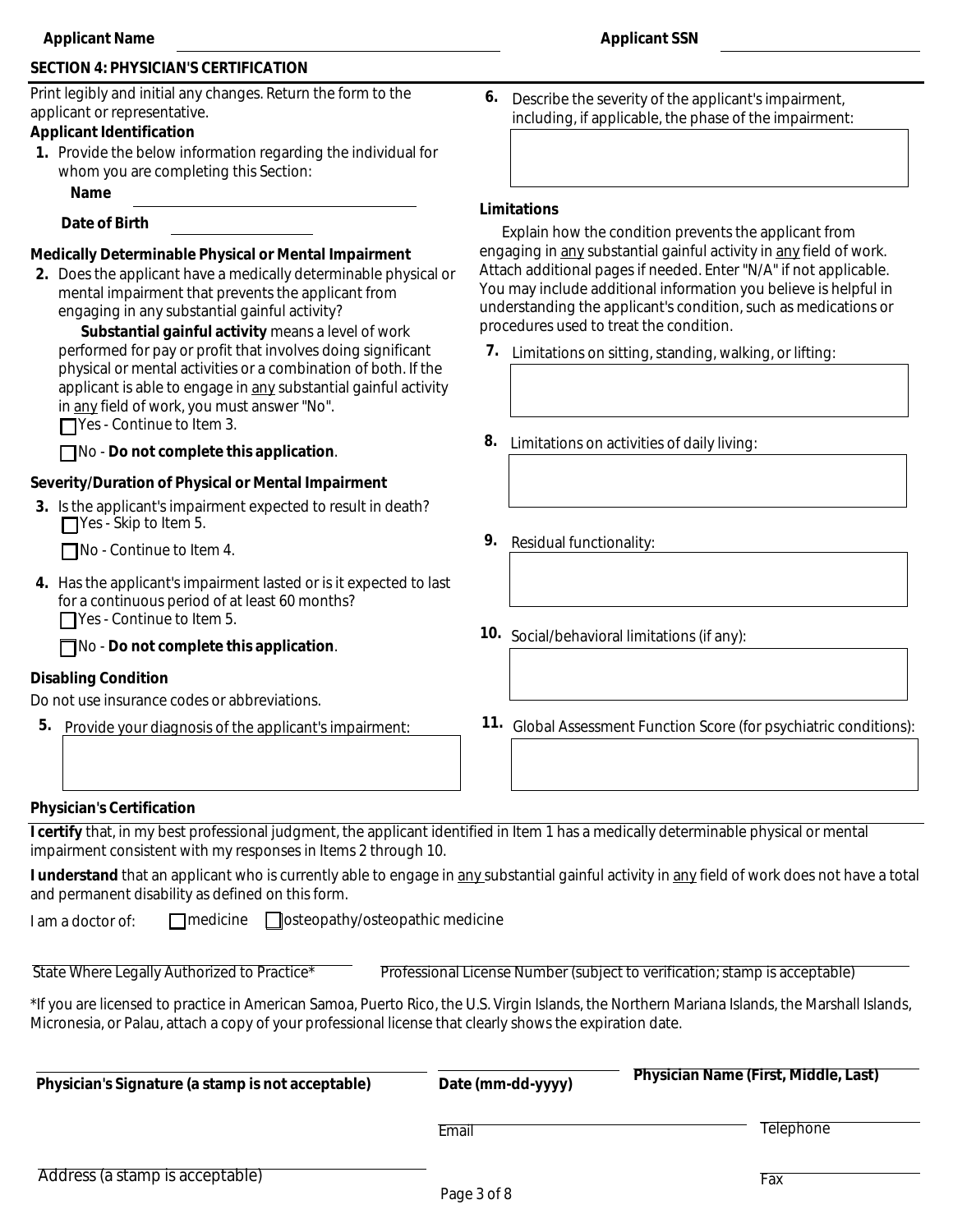Applicant Name ____________________ Applicant SSN ____________________

## SECTION 4: PHYSICIAN'S CERTIFICATION

Print legibly and initial any changes. Return the form to the applicant or representative.

### Applicant Identification

**1.** Provide the below information regarding the individual for whom you are completing this Section:

**Name** ____________________

**Date of Birth** ____________________

### Medically Determinable Physical or Mental Impairment

**2.** Does the applicant have a medically determinable physical or mental impairment that prevents the applicant from engaging in any substantial gainful activity?

**Substantial gainful activity** means a level of work performed for pay or profit that involves doing significant physical or mental activities or a combination of both. If the applicant is able to engage in any substantial gainful activity in any field of work, you must answer "No".

☐ Yes - Continue to Item 3.

☐ No - **Do not complete this application**.

### Severity/Duration of Physical or Mental Impairment

**3.** Is the applicant's impairment expected to result in death?

☐ Yes - Skip to Item 5.

☐ No - Continue to Item 4.

**4.** Has the applicant's impairment lasted or is it expected to last for a continuous period of at least 60 months?

☐ Yes - Continue to Item 5.

☐ No - **Do not complete this application**.

### Disabling Condition

Do not use insurance codes or abbreviations.

**5.** Provide your diagnosis of the applicant's impairment:

**6.** Describe the severity of the applicant's impairment, including, if applicable, the phase of the impairment:

### Limitations

Explain how the condition prevents the applicant from engaging in any substantial gainful activity in any field of work. Attach additional pages if needed. Enter "N/A" if not applicable. You may include additional information you believe is helpful in understanding the applicant's condition, such as medications or procedures used to treat the condition.

**7.** Limitations on sitting, standing, walking, or lifting:

**8.** Limitations on activities of daily living:

**9.** Residual functionality:

**10.** Social/behavioral limitations (if any):

**11.** Global Assessment Function Score (for psychiatric conditions):

### Physician's Certification

**I certify** that, in my best professional judgment, the applicant identified in Item 1 has a medically determinable physical or mental impairment consistent with my responses in Items 2 through 10.

**I understand** that an applicant who is currently able to engage in any substantial gainful activity in any field of work does not have a total and permanent disability as defined on this form.

I am a doctor of: ☐ medicine ☐ osteopathy/osteopathic medicine

State Where Legally Authorized to Practice* ____________________ Professional License Number (subject to verification; stamp is acceptable) ____________________

*If you are licensed to practice in American Samoa, Puerto Rico, the U.S. Virgin Islands, the Northern Mariana Islands, the Marshall Islands, Micronesia, or Palau, attach a copy of your professional license that clearly shows the expiration date.

**Physician's Signature (a stamp is not acceptable)** ____________________ **Date (mm-dd-yyyy)** ____________________ **Physician Name (First, Middle, Last)** ____________________

Email ____________________ Telephone ____________________

Address (a stamp is acceptable) ____________________ Fax ____________________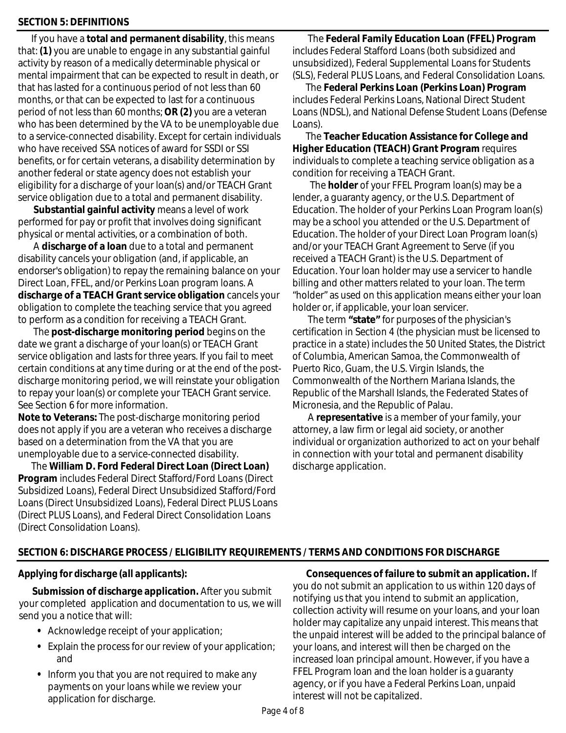## SECTION 5: DEFINITIONS

If you have a **total and permanent disability**, this means that: **(1)** you are unable to engage in any substantial gainful activity by reason of a medically determinable physical or mental impairment that can be expected to result in death, or that has lasted for a continuous period of not less than 60 months, or that can be expected to last for a continuous period of not less than 60 months; **OR (2)** you are a veteran who has been determined by the VA to be unemployable due to a service-connected disability. Except for certain individuals who have received SSA notices of award for SSDI or SSI benefits, or for certain veterans, a disability determination by another federal or state agency does not establish your eligibility for a discharge of your loan(s) and/or TEACH Grant service obligation due to a total and permanent disability.

**Substantial gainful activity** means a level of work performed for pay or profit that involves doing significant physical or mental activities, or a combination of both.

A **discharge of a loan** due to a total and permanent disability cancels your obligation (and, if applicable, an endorser's obligation) to repay the remaining balance on your Direct Loan, FFEL, and/or Perkins Loan program loans. A **discharge of a TEACH Grant service obligation** cancels your obligation to complete the teaching service that you agreed to perform as a condition for receiving a TEACH Grant.

The **post-discharge monitoring period** begins on the date we grant a discharge of your loan(s) or TEACH Grant service obligation and lasts for three years. If you fail to meet certain conditions at any time during or at the end of the post-discharge monitoring period, we will reinstate your obligation to repay your loan(s) or complete your TEACH Grant service. See Section 6 for more information.

**Note to Veterans:** The post-discharge monitoring period does not apply if you are a veteran who receives a discharge based on a determination from the VA that you are unemployable due to a service-connected disability.

The **William D. Ford Federal Direct Loan (Direct Loan) Program** includes Federal Direct Stafford/Ford Loans (Direct Subsidized Loans), Federal Direct Unsubsidized Stafford/Ford Loans (Direct Unsubsidized Loans), Federal Direct PLUS Loans (Direct PLUS Loans), and Federal Direct Consolidation Loans (Direct Consolidation Loans).

The **Federal Family Education Loan (FFEL) Program** includes Federal Stafford Loans (both subsidized and unsubsidized), Federal Supplemental Loans for Students (SLS), Federal PLUS Loans, and Federal Consolidation Loans.

The **Federal Perkins Loan (Perkins Loan) Program** includes Federal Perkins Loans, National Direct Student Loans (NDSL), and National Defense Student Loans (Defense Loans).

The **Teacher Education Assistance for College and Higher Education (TEACH) Grant Program** requires individuals to complete a teaching service obligation as a condition for receiving a TEACH Grant.

The **holder** of your FFEL Program loan(s) may be a lender, a guaranty agency, or the U.S. Department of Education. The holder of your Perkins Loan Program loan(s) may be a school you attended or the U.S. Department of Education. The holder of your Direct Loan Program loan(s) and/or your TEACH Grant Agreement to Serve (if you received a TEACH Grant) is the U.S. Department of Education. Your loan holder may use a servicer to handle billing and other matters related to your loan. The term "holder" as used on this application means either your loan holder or, if applicable, your loan servicer.

The term **"state"** for purposes of the physician's certification in Section 4 (the physician must be licensed to practice in a state) includes the 50 United States, the District of Columbia, American Samoa, the Commonwealth of Puerto Rico, Guam, the U.S. Virgin Islands, the Commonwealth of the Northern Mariana Islands, the Republic of the Marshall Islands, the Federated States of Micronesia, and the Republic of Palau.

A **representative** is a member of your family, your attorney, a law firm or legal aid society, or another individual or organization authorized to act on your behalf in connection with your total and permanent disability discharge application.

## SECTION 6: DISCHARGE PROCESS / ELIGIBILITY REQUIREMENTS / TERMS AND CONDITIONS FOR DISCHARGE

***Applying for discharge (all applicants):***

**Submission of discharge application.** After you submit your completed application and documentation to us, we will send you a notice that will:

- Acknowledge receipt of your application;
- Explain the process for our review of your application; and
- Inform you that you are not required to make any payments on your loans while we review your application for discharge.

**Consequences of failure to submit an application.** If you do not submit an application to us within 120 days of notifying us that you intend to submit an application, collection activity will resume on your loans, and your loan holder may capitalize any unpaid interest. This means that the unpaid interest will be added to the principal balance of your loans, and interest will then be charged on the increased loan principal amount. However, if you have a FFEL Program loan and the loan holder is a guaranty agency, or if you have a Federal Perkins Loan, unpaid interest will not be capitalized.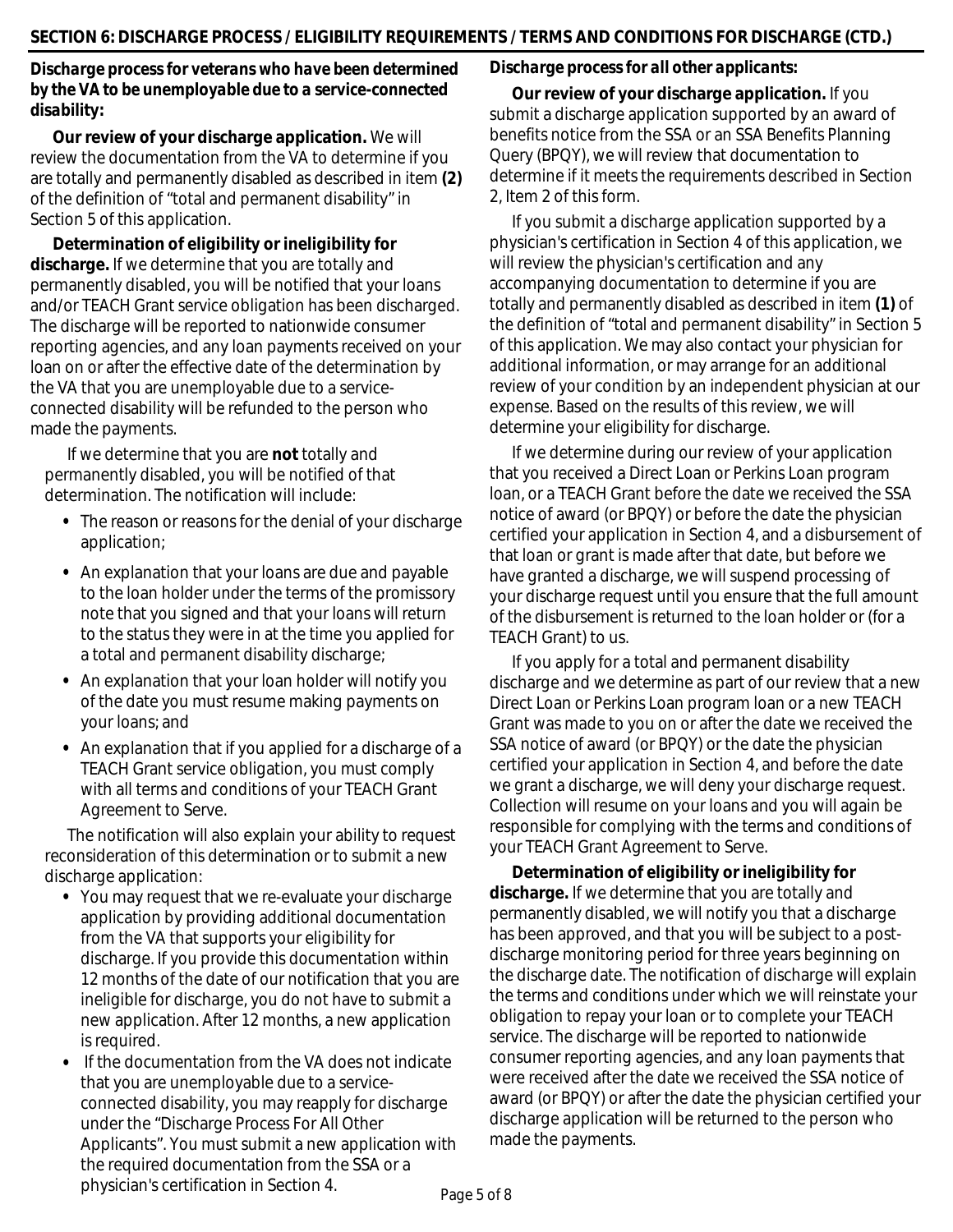## SECTION 6: DISCHARGE PROCESS / ELIGIBILITY REQUIREMENTS / TERMS AND CONDITIONS FOR DISCHARGE (CTD.)

***Discharge process for veterans who have been determined by the VA to be unemployable due to a service-connected disability:***

**Our review of your discharge application.** We will review the documentation from the VA to determine if you are totally and permanently disabled as described in item **(2)** of the definition of "total and permanent disability" in Section 5 of this application.

**Determination of eligibility or ineligibility for discharge.** If we determine that you are totally and permanently disabled, you will be notified that your loans and/or TEACH Grant service obligation has been discharged. The discharge will be reported to nationwide consumer reporting agencies, and any loan payments received on your loan on or after the effective date of the determination by the VA that you are unemployable due to a service-connected disability will be refunded to the person who made the payments.

If we determine that you are **not** totally and permanently disabled, you will be notified of that determination. The notification will include:

- The reason or reasons for the denial of your discharge application;
- An explanation that your loans are due and payable to the loan holder under the terms of the promissory note that you signed and that your loans will return to the status they were in at the time you applied for a total and permanent disability discharge;
- An explanation that your loan holder will notify you of the date you must resume making payments on your loans; and
- An explanation that if you applied for a discharge of a TEACH Grant service obligation, you must comply with all terms and conditions of your TEACH Grant Agreement to Serve.

The notification will also explain your ability to request reconsideration of this determination or to submit a new discharge application:

- You may request that we re-evaluate your discharge application by providing additional documentation from the VA that supports your eligibility for discharge. If you provide this documentation within 12 months of the date of our notification that you are ineligible for discharge, you do not have to submit a new application. After 12 months, a new application is required.
- If the documentation from the VA does not indicate that you are unemployable due to a service-connected disability, you may reapply for discharge under the "Discharge Process For All Other Applicants". You must submit a new application with the required documentation from the SSA or a physician's certification in Section 4.

***Discharge process for all other applicants:***

**Our review of your discharge application.** If you submit a discharge application supported by an award of benefits notice from the SSA or an SSA Benefits Planning Query (BPQY), we will review that documentation to determine if it meets the requirements described in Section 2, Item 2 of this form.

If you submit a discharge application supported by a physician's certification in Section 4 of this application, we will review the physician's certification and any accompanying documentation to determine if you are totally and permanently disabled as described in item **(1)** of the definition of "total and permanent disability" in Section 5 of this application. We may also contact your physician for additional information, or may arrange for an additional review of your condition by an independent physician at our expense. Based on the results of this review, we will determine your eligibility for discharge.

If we determine during our review of your application that you received a Direct Loan or Perkins Loan program loan, or a TEACH Grant before the date we received the SSA notice of award (or BPQY) or before the date the physician certified your application in Section 4, and a disbursement of that loan or grant is made after that date, but before we have granted a discharge, we will suspend processing of your discharge request until you ensure that the full amount of the disbursement is returned to the loan holder or (for a TEACH Grant) to us.

If you apply for a total and permanent disability discharge and we determine as part of our review that a new Direct Loan or Perkins Loan program loan or a new TEACH Grant was made to you on or after the date we received the SSA notice of award (or BPQY) or the date the physician certified your application in Section 4, and before the date we grant a discharge, we will deny your discharge request. Collection will resume on your loans and you will again be responsible for complying with the terms and conditions of your TEACH Grant Agreement to Serve.

**Determination of eligibility or ineligibility for discharge.** If we determine that you are totally and permanently disabled, we will notify you that a discharge has been approved, and that you will be subject to a post-discharge monitoring period for three years beginning on the discharge date. The notification of discharge will explain the terms and conditions under which we will reinstate your obligation to repay your loan or to complete your TEACH service. The discharge will be reported to nationwide consumer reporting agencies, and any loan payments that were received after the date we received the SSA notice of award (or BPQY) or after the date the physician certified your discharge application will be returned to the person who made the payments.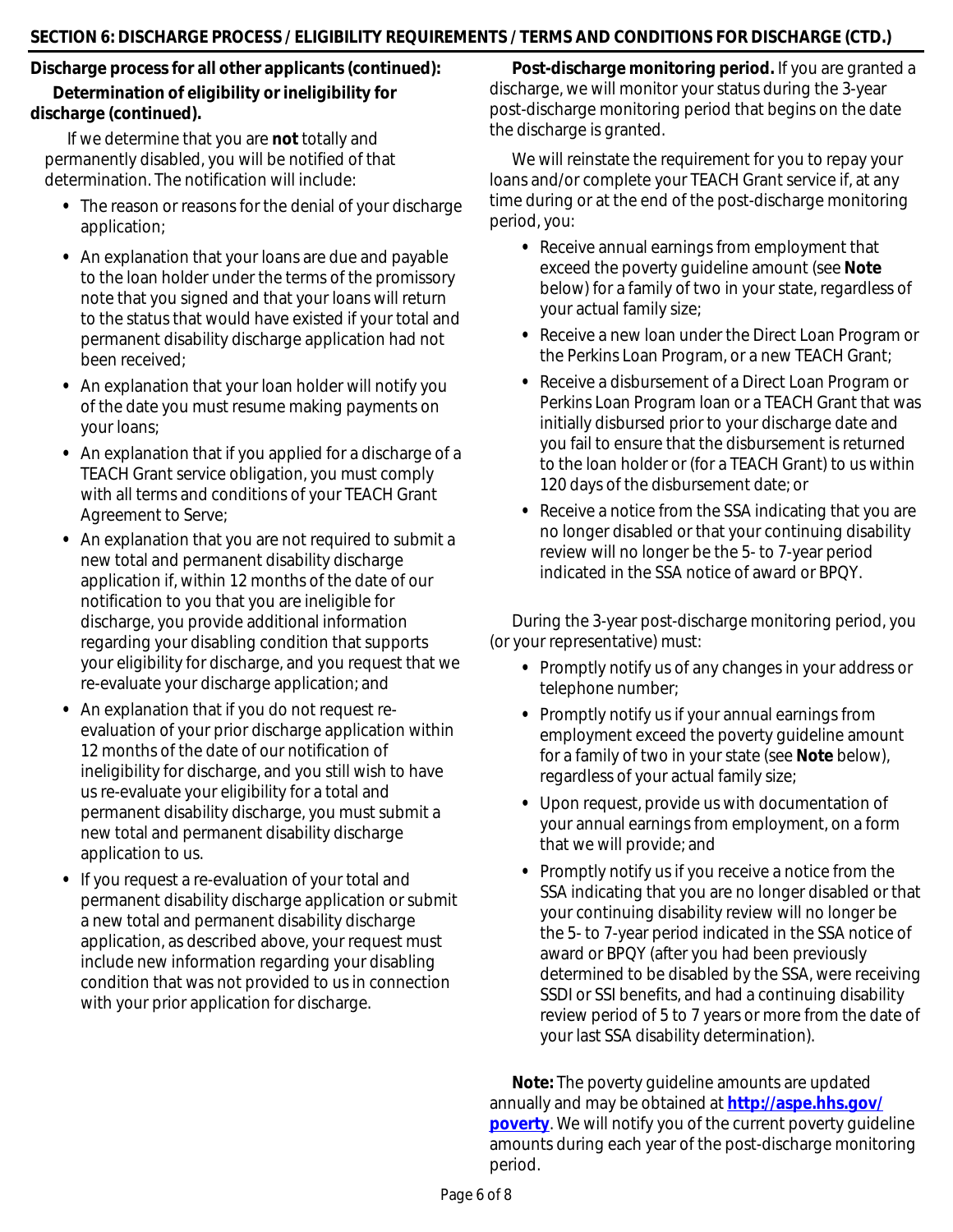## SECTION 6: DISCHARGE PROCESS / ELIGIBILITY REQUIREMENTS / TERMS AND CONDITIONS FOR DISCHARGE (CTD.)

**Discharge process for all other applicants (continued):**

**Determination of eligibility or ineligibility for discharge (continued).**

If we determine that you are **not** totally and permanently disabled, you will be notified of that determination. The notification will include:

- The reason or reasons for the denial of your discharge application;
- An explanation that your loans are due and payable to the loan holder under the terms of the promissory note that you signed and that your loans will return to the status that would have existed if your total and permanent disability discharge application had not been received;
- An explanation that your loan holder will notify you of the date you must resume making payments on your loans;
- An explanation that if you applied for a discharge of a TEACH Grant service obligation, you must comply with all terms and conditions of your TEACH Grant Agreement to Serve;
- An explanation that you are not required to submit a new total and permanent disability discharge application if, within 12 months of the date of our notification to you that you are ineligible for discharge, you provide additional information regarding your disabling condition that supports your eligibility for discharge, and you request that we re-evaluate your discharge application; and
- An explanation that if you do not request re-evaluation of your prior discharge application within 12 months of the date of our notification of ineligibility for discharge, and you still wish to have us re-evaluate your eligibility for a total and permanent disability discharge, you must submit a new total and permanent disability discharge application to us.
- If you request a re-evaluation of your total and permanent disability discharge application or submit a new total and permanent disability discharge application, as described above, your request must include new information regarding your disabling condition that was not provided to us in connection with your prior application for discharge.

**Post-discharge monitoring period.** If you are granted a discharge, we will monitor your status during the 3-year post-discharge monitoring period that begins on the date the discharge is granted.

We will reinstate the requirement for you to repay your loans and/or complete your TEACH Grant service if, at any time during or at the end of the post-discharge monitoring period, you:

- Receive annual earnings from employment that exceed the poverty guideline amount (see **Note** below) for a family of two in your state, regardless of your actual family size;
- Receive a new loan under the Direct Loan Program or the Perkins Loan Program, or a new TEACH Grant;
- Receive a disbursement of a Direct Loan Program or Perkins Loan Program loan or a TEACH Grant that was initially disbursed prior to your discharge date and you fail to ensure that the disbursement is returned to the loan holder or (for a TEACH Grant) to us within 120 days of the disbursement date; or
- Receive a notice from the SSA indicating that you are no longer disabled or that your continuing disability review will no longer be the 5- to 7-year period indicated in the SSA notice of award or BPQY.

During the 3-year post-discharge monitoring period, you (or your representative) must:

- Promptly notify us of any changes in your address or telephone number;
- Promptly notify us if your annual earnings from employment exceed the poverty guideline amount for a family of two in your state (see **Note** below), regardless of your actual family size;
- Upon request, provide us with documentation of your annual earnings from employment, on a form that we will provide; and
- Promptly notify us if you receive a notice from the SSA indicating that you are no longer disabled or that your continuing disability review will no longer be the 5- to 7-year period indicated in the SSA notice of award or BPQY (after you had been previously determined to be disabled by the SSA, were receiving SSDI or SSI benefits, and had a continuing disability review period of 5 to 7 years or more from the date of your last SSA disability determination).

**Note:** The poverty guideline amounts are updated annually and may be obtained at **http://aspe.hhs.gov/poverty**. We will notify you of the current poverty guideline amounts during each year of the post-discharge monitoring period.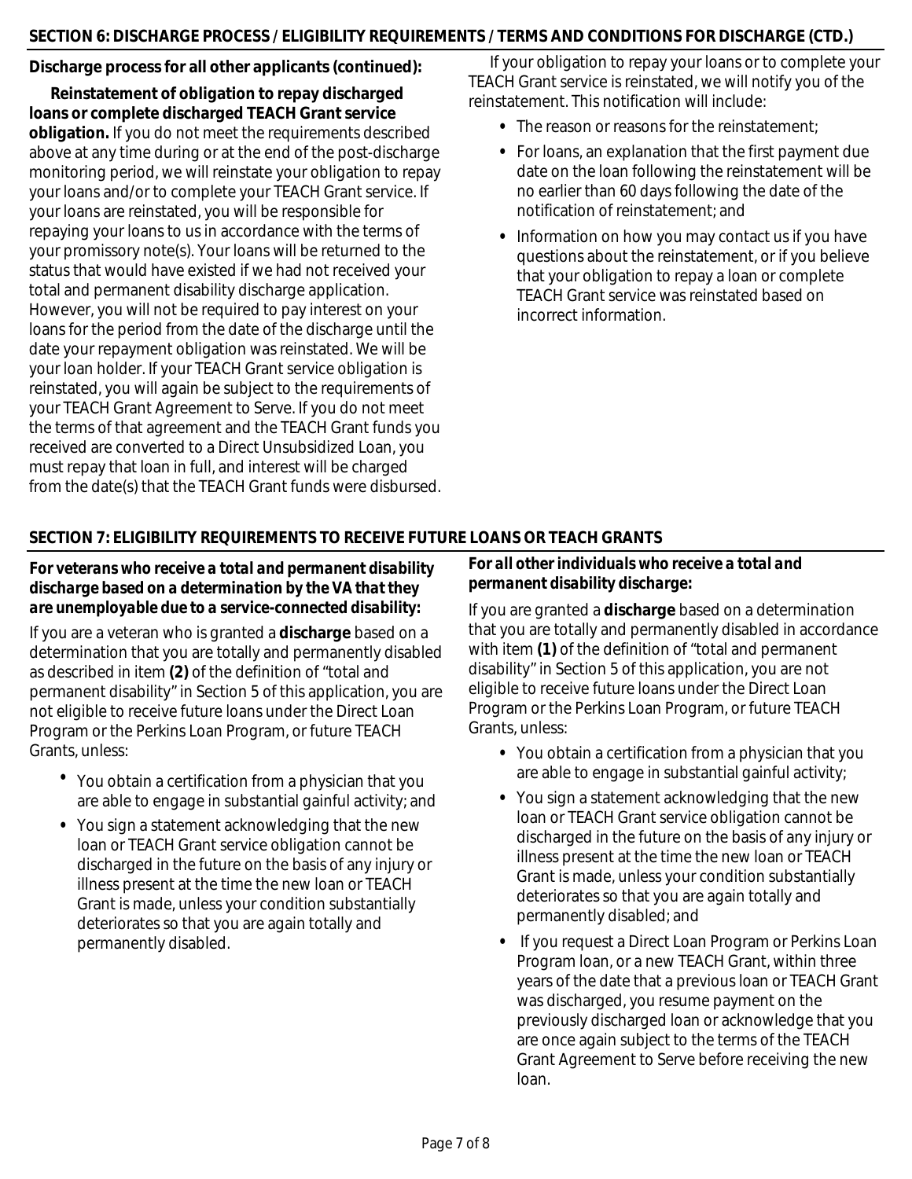## SECTION 6: DISCHARGE PROCESS / ELIGIBILITY REQUIREMENTS / TERMS AND CONDITIONS FOR DISCHARGE (CTD.)

**Discharge process for all other applicants (continued):**

**Reinstatement of obligation to repay discharged loans or complete discharged TEACH Grant service obligation.** If you do not meet the requirements described above at any time during or at the end of the post-discharge monitoring period, we will reinstate your obligation to repay your loans and/or to complete your TEACH Grant service. If your loans are reinstated, you will be responsible for repaying your loans to us in accordance with the terms of your promissory note(s). Your loans will be returned to the status that would have existed if we had not received your total and permanent disability discharge application. However, you will not be required to pay interest on your loans for the period from the date of the discharge until the date your repayment obligation was reinstated. We will be your loan holder. If your TEACH Grant service obligation is reinstated, you will again be subject to the requirements of your TEACH Grant Agreement to Serve. If you do not meet the terms of that agreement and the TEACH Grant funds you received are converted to a Direct Unsubsidized Loan, you must repay that loan in full, and interest will be charged from the date(s) that the TEACH Grant funds were disbursed.

If your obligation to repay your loans or to complete your TEACH Grant service is reinstated, we will notify you of the reinstatement. This notification will include:

- The reason or reasons for the reinstatement;
- For loans, an explanation that the first payment due date on the loan following the reinstatement will be no earlier than 60 days following the date of the notification of reinstatement; and
- Information on how you may contact us if you have questions about the reinstatement, or if you believe that your obligation to repay a loan or complete TEACH Grant service was reinstated based on incorrect information.

## SECTION 7: ELIGIBILITY REQUIREMENTS TO RECEIVE FUTURE LOANS OR TEACH GRANTS

***For veterans who receive a total and permanent disability discharge based on a determination by the VA that they are unemployable due to a service-connected disability:***

If you are a veteran who is granted a **discharge** based on a determination that you are totally and permanently disabled as described in item **(2)** of the definition of "total and permanent disability" in Section 5 of this application, you are not eligible to receive future loans under the Direct Loan Program or the Perkins Loan Program, or future TEACH Grants, unless:

- You obtain a certification from a physician that you are able to engage in substantial gainful activity; and
- You sign a statement acknowledging that the new loan or TEACH Grant service obligation cannot be discharged in the future on the basis of any injury or illness present at the time the new loan or TEACH Grant is made, unless your condition substantially deteriorates so that you are again totally and permanently disabled.

***For all other individuals who receive a total and permanent disability discharge:***

If you are granted a **discharge** based on a determination that you are totally and permanently disabled in accordance with item **(1)** of the definition of "total and permanent disability" in Section 5 of this application, you are not eligible to receive future loans under the Direct Loan Program or the Perkins Loan Program, or future TEACH Grants, unless:

- You obtain a certification from a physician that you are able to engage in substantial gainful activity;
- You sign a statement acknowledging that the new loan or TEACH Grant service obligation cannot be discharged in the future on the basis of any injury or illness present at the time the new loan or TEACH Grant is made, unless your condition substantially deteriorates so that you are again totally and permanently disabled; and
- If you request a Direct Loan Program or Perkins Loan Program loan, or a new TEACH Grant, within three years of the date that a previous loan or TEACH Grant was discharged, you resume payment on the previously discharged loan or acknowledge that you are once again subject to the terms of the TEACH Grant Agreement to Serve before receiving the new loan.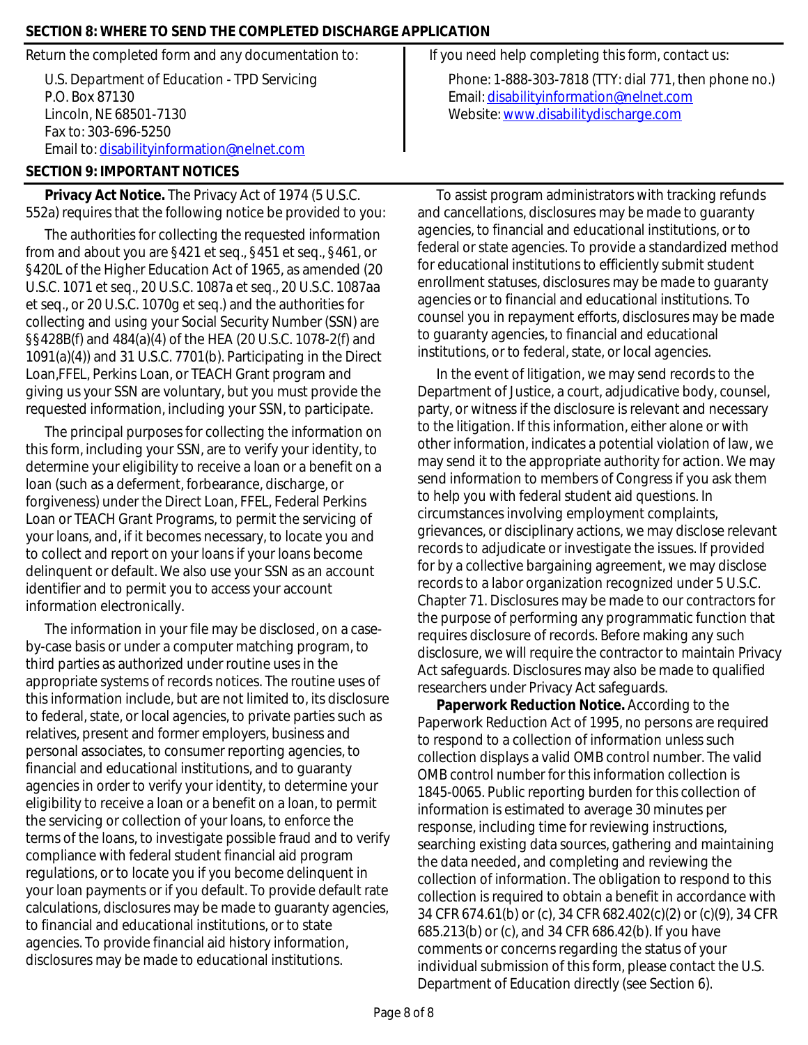## SECTION 8: WHERE TO SEND THE COMPLETED DISCHARGE APPLICATION

Return the completed form and any documentation to:

U.S. Department of Education - TPD Servicing
P.O. Box 87130
Lincoln, NE 68501-7130
Fax to: 303-696-5250
Email to: disabilityinformation@nelnet.com

If you need help completing this form, contact us:

Phone: 1-888-303-7818 (TTY: dial 771, then phone no.)
Email: disabilityinformation@nelnet.com
Website: www.disabilitydischarge.com

## SECTION 9: IMPORTANT NOTICES

**Privacy Act Notice.** The Privacy Act of 1974 (5 U.S.C. 552a) requires that the following notice be provided to you:

The authorities for collecting the requested information from and about you are §421 et seq., §451 et seq., §461, or §420L of the Higher Education Act of 1965, as amended (20 U.S.C. 1071 et seq., 20 U.S.C. 1087a et seq., 20 U.S.C. 1087aa et seq., or 20 U.S.C. 1070g et seq.) and the authorities for collecting and using your Social Security Number (SSN) are §§428B(f) and 484(a)(4) of the HEA (20 U.S.C. 1078-2(f) and 1091(a)(4)) and 31 U.S.C. 7701(b). Participating in the Direct Loan,FFEL, Perkins Loan, or TEACH Grant program and giving us your SSN are voluntary, but you must provide the requested information, including your SSN, to participate.

The principal purposes for collecting the information on this form, including your SSN, are to verify your identity, to determine your eligibility to receive a loan or a benefit on a loan (such as a deferment, forbearance, discharge, or forgiveness) under the Direct Loan, FFEL, Federal Perkins Loan or TEACH Grant Programs, to permit the servicing of your loans, and, if it becomes necessary, to locate you and to collect and report on your loans if your loans become delinquent or default. We also use your SSN as an account identifier and to permit you to access your account information electronically.

The information in your file may be disclosed, on a case-by-case basis or under a computer matching program, to third parties as authorized under routine uses in the appropriate systems of records notices. The routine uses of this information include, but are not limited to, its disclosure to federal, state, or local agencies, to private parties such as relatives, present and former employers, business and personal associates, to consumer reporting agencies, to financial and educational institutions, and to guaranty agencies in order to verify your identity, to determine your eligibility to receive a loan or a benefit on a loan, to permit the servicing or collection of your loans, to enforce the terms of the loans, to investigate possible fraud and to verify compliance with federal student financial aid program regulations, or to locate you if you become delinquent in your loan payments or if you default. To provide default rate calculations, disclosures may be made to guaranty agencies, to financial and educational institutions, or to state agencies. To provide financial aid history information, disclosures may be made to educational institutions.

To assist program administrators with tracking refunds and cancellations, disclosures may be made to guaranty agencies, to financial and educational institutions, or to federal or state agencies. To provide a standardized method for educational institutions to efficiently submit student enrollment statuses, disclosures may be made to guaranty agencies or to financial and educational institutions. To counsel you in repayment efforts, disclosures may be made to guaranty agencies, to financial and educational institutions, or to federal, state, or local agencies.

In the event of litigation, we may send records to the Department of Justice, a court, adjudicative body, counsel, party, or witness if the disclosure is relevant and necessary to the litigation. If this information, either alone or with other information, indicates a potential violation of law, we may send it to the appropriate authority for action. We may send information to members of Congress if you ask them to help you with federal student aid questions. In circumstances involving employment complaints, grievances, or disciplinary actions, we may disclose relevant records to adjudicate or investigate the issues. If provided for by a collective bargaining agreement, we may disclose records to a labor organization recognized under 5 U.S.C. Chapter 71. Disclosures may be made to our contractors for the purpose of performing any programmatic function that requires disclosure of records. Before making any such disclosure, we will require the contractor to maintain Privacy Act safeguards. Disclosures may also be made to qualified researchers under Privacy Act safeguards.

**Paperwork Reduction Notice.** According to the Paperwork Reduction Act of 1995, no persons are required to respond to a collection of information unless such collection displays a valid OMB control number. The valid OMB control number for this information collection is 1845-0065. Public reporting burden for this collection of information is estimated to average 30 minutes per response, including time for reviewing instructions, searching existing data sources, gathering and maintaining the data needed, and completing and reviewing the collection of information. The obligation to respond to this collection is required to obtain a benefit in accordance with 34 CFR 674.61(b) or (c), 34 CFR 682.402(c)(2) or (c)(9), 34 CFR 685.213(b) or (c), and 34 CFR 686.42(b). If you have comments or concerns regarding the status of your individual submission of this form, please contact the U.S. Department of Education directly (see Section 6).